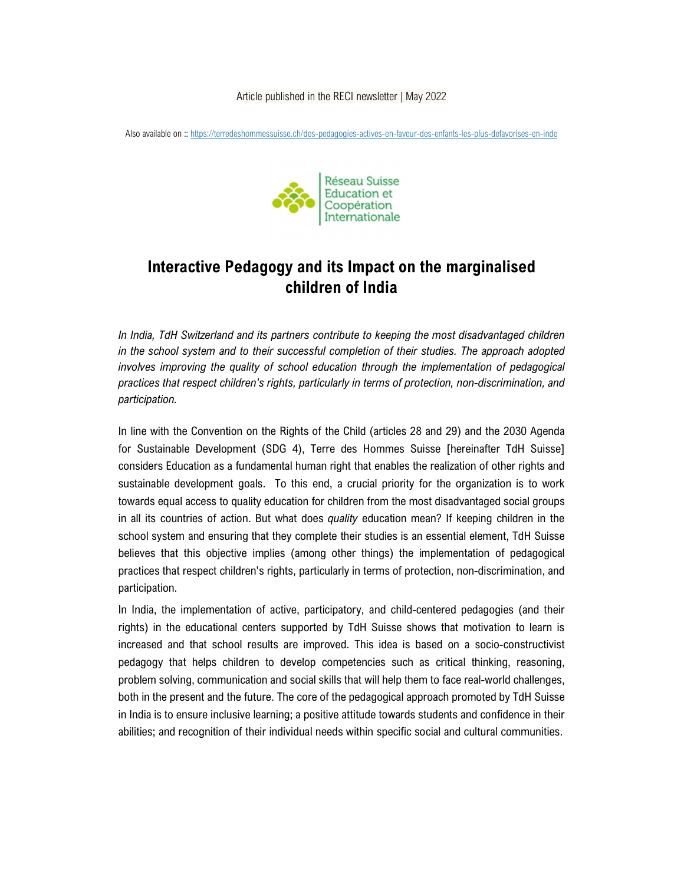Article published in the RECI newsletter | May 2022

Also available on :: https://terredeshommessuisse.ch/des-pedagogies-actives-en-faveur-des-enfants-les-plus-defavorises-en-inde

Réseau Suisse Education et Coopération Internationale

# Interactive Pedagogy and its Impact on the marginalised children of India

*In India, TdH Switzerland and its partners contribute to keeping the most disadvantaged children in the school system and to their successful completion of their studies. The approach adopted involves improving the quality of school education through the implementation of pedagogical practices that respect children's rights, particularly in terms of protection, non-discrimination, and participation.*

In line with the Convention on the Rights of the Child (articles 28 and 29) and the 2030 Agenda for Sustainable Development (SDG 4), Terre des Hommes Suisse [hereinafter TdH Suisse] considers Education as a fundamental human right that enables the realization of other rights and sustainable development goals. To this end, a crucial priority for the organization is to work towards equal access to quality education for children from the most disadvantaged social groups in all its countries of action. But what does *quality* education mean? If keeping children in the school system and ensuring that they complete their studies is an essential element, TdH Suisse believes that this objective implies (among other things) the implementation of pedagogical practices that respect children's rights, particularly in terms of protection, non-discrimination, and participation.

In India, the implementation of active, participatory, and child-centered pedagogies (and their rights) in the educational centers supported by TdH Suisse shows that motivation to learn is increased and that school results are improved. This idea is based on a socio-constructivist pedagogy that helps children to develop competencies such as critical thinking, reasoning, problem solving, communication and social skills that will help them to face real-world challenges, both in the present and the future. The core of the pedagogical approach promoted by TdH Suisse in India is to ensure inclusive learning; a positive attitude towards students and confidence in their abilities; and recognition of their individual needs within specific social and cultural communities.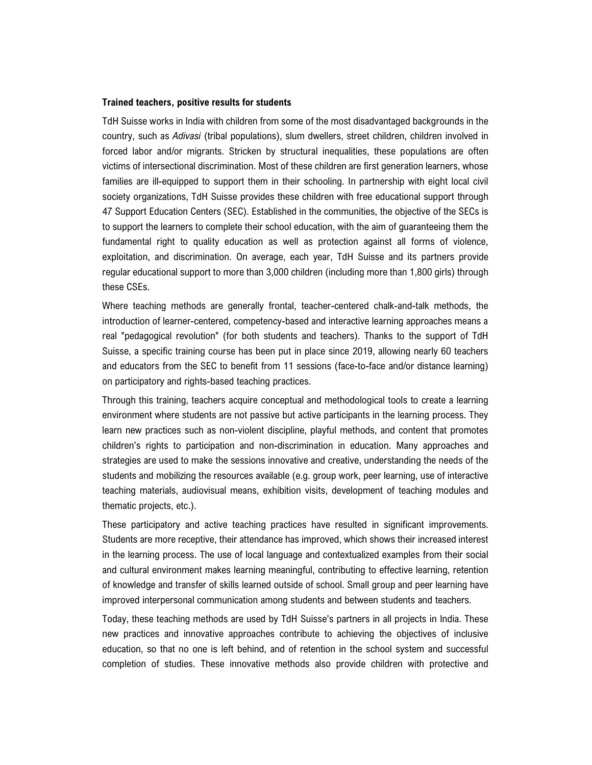**Trained teachers, positive results for students**

TdH Suisse works in India with children from some of the most disadvantaged backgrounds in the country, such as *Adivasi* (tribal populations), slum dwellers, street children, children involved in forced labor and/or migrants. Stricken by structural inequalities, these populations are often victims of intersectional discrimination. Most of these children are first generation learners, whose families are ill-equipped to support them in their schooling. In partnership with eight local civil society organizations, TdH Suisse provides these children with free educational support through 47 Support Education Centers (SEC). Established in the communities, the objective of the SECs is to support the learners to complete their school education, with the aim of guaranteeing them the fundamental right to quality education as well as protection against all forms of violence, exploitation, and discrimination. On average, each year, TdH Suisse and its partners provide regular educational support to more than 3,000 children (including more than 1,800 girls) through these CSEs.

Where teaching methods are generally frontal, teacher-centered chalk-and-talk methods, the introduction of learner-centered, competency-based and interactive learning approaches means a real "pedagogical revolution" (for both students and teachers). Thanks to the support of TdH Suisse, a specific training course has been put in place since 2019, allowing nearly 60 teachers and educators from the SEC to benefit from 11 sessions (face-to-face and/or distance learning) on participatory and rights-based teaching practices.

Through this training, teachers acquire conceptual and methodological tools to create a learning environment where students are not passive but active participants in the learning process. They learn new practices such as non-violent discipline, playful methods, and content that promotes children's rights to participation and non-discrimination in education. Many approaches and strategies are used to make the sessions innovative and creative, understanding the needs of the students and mobilizing the resources available (e.g. group work, peer learning, use of interactive teaching materials, audiovisual means, exhibition visits, development of teaching modules and thematic projects, etc.).

These participatory and active teaching practices have resulted in significant improvements. Students are more receptive, their attendance has improved, which shows their increased interest in the learning process. The use of local language and contextualized examples from their social and cultural environment makes learning meaningful, contributing to effective learning, retention of knowledge and transfer of skills learned outside of school. Small group and peer learning have improved interpersonal communication among students and between students and teachers.

Today, these teaching methods are used by TdH Suisse's partners in all projects in India. These new practices and innovative approaches contribute to achieving the objectives of inclusive education, so that no one is left behind, and of retention in the school system and successful completion of studies. These innovative methods also provide children with protective and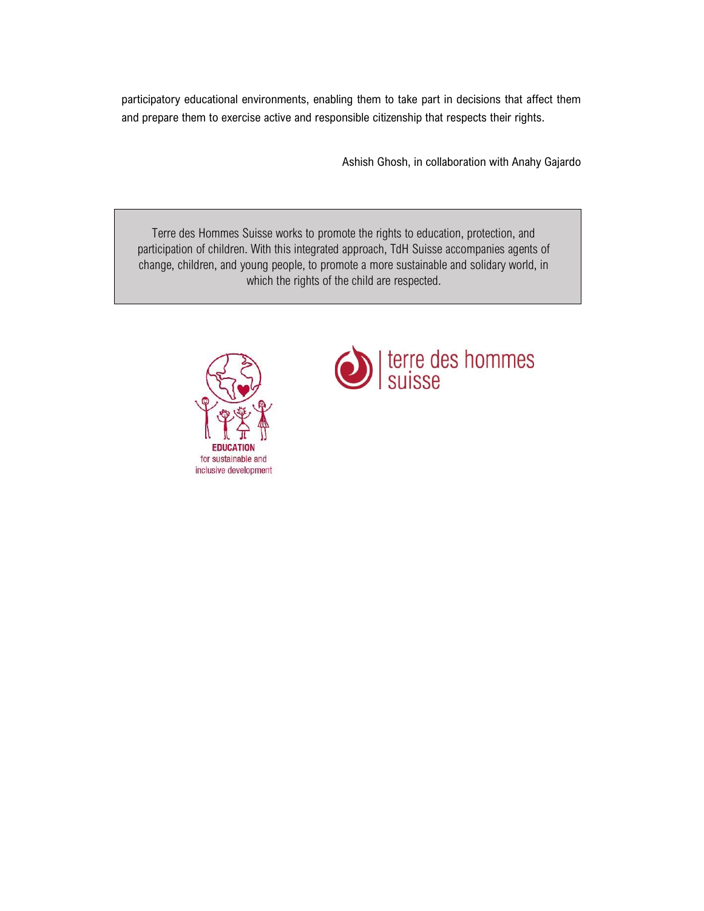participatory educational environments, enabling them to take part in decisions that affect them and prepare them to exercise active and responsible citizenship that respects their rights.

Ashish Ghosh, in collaboration with Anahy Gajardo

Terre des Hommes Suisse works to promote the rights to education, protection, and participation of children. With this integrated approach, TdH Suisse accompanies agents of change, children, and young people, to promote a more sustainable and solidary world, in which the rights of the child are respected.

**EDUCATION**
for sustainable and inclusive development

terre des hommes suisse